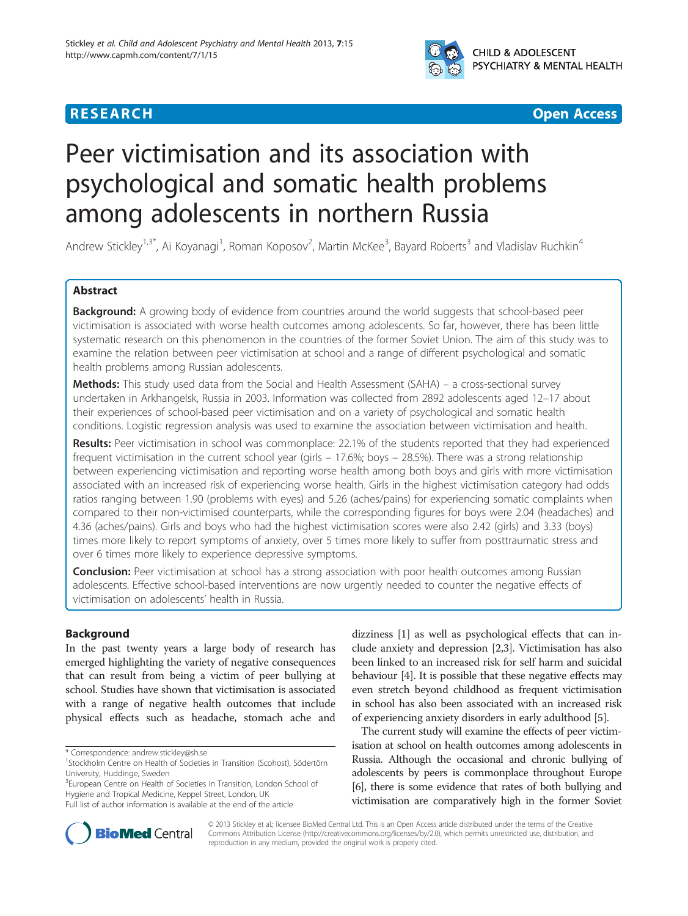**RESEARCH** **Open Access**

# Peer victimisation and its association with psychological and somatic health problems among adolescents in northern Russia

Andrew Stickley[1,3*], Ai Koyanagi[1], Roman Koposov[2], Martin McKee[3], Bayard Roberts[3] and Vladislav Ruchkin[4]

## Abstract

**Background:** A growing body of evidence from countries around the world suggests that school-based peer victimisation is associated with worse health outcomes among adolescents. So far, however, there has been little systematic research on this phenomenon in the countries of the former Soviet Union. The aim of this study was to examine the relation between peer victimisation at school and a range of different psychological and somatic health problems among Russian adolescents.

**Methods:** This study used data from the Social and Health Assessment (SAHA) – a cross-sectional survey undertaken in Arkhangelsk, Russia in 2003. Information was collected from 2892 adolescents aged 12–17 about their experiences of school-based peer victimisation and on a variety of psychological and somatic health conditions. Logistic regression analysis was used to examine the association between victimisation and health.

**Results:** Peer victimisation in school was commonplace: 22.1% of the students reported that they had experienced frequent victimisation in the current school year (girls – 17.6%; boys – 28.5%). There was a strong relationship between experiencing victimisation and reporting worse health among both boys and girls with more victimisation associated with an increased risk of experiencing worse health. Girls in the highest victimisation category had odds ratios ranging between 1.90 (problems with eyes) and 5.26 (aches/pains) for experiencing somatic complaints when compared to their non-victimised counterparts, while the corresponding figures for boys were 2.04 (headaches) and 4.36 (aches/pains). Girls and boys who had the highest victimisation scores were also 2.42 (girls) and 3.33 (boys) times more likely to report symptoms of anxiety, over 5 times more likely to suffer from posttraumatic stress and over 6 times more likely to experience depressive symptoms.

**Conclusion:** Peer victimisation at school has a strong association with poor health outcomes among Russian adolescents. Effective school-based interventions are now urgently needed to counter the negative effects of victimisation on adolescents' health in Russia.

## Background

In the past twenty years a large body of research has emerged highlighting the variety of negative consequences that can result from being a victim of peer bullying at school. Studies have shown that victimisation is associated with a range of negative health outcomes that include physical effects such as headache, stomach ache and dizziness [1] as well as psychological effects that can include anxiety and depression [2,3]. Victimisation has also been linked to an increased risk for self harm and suicidal behaviour [4]. It is possible that these negative effects may even stretch beyond childhood as frequent victimisation in school has also been associated with an increased risk of experiencing anxiety disorders in early adulthood [5].

The current study will examine the effects of peer victimisation at school on health outcomes among adolescents in Russia. Although the occasional and chronic bullying of adolescents by peers is commonplace throughout Europe [6], there is some evidence that rates of both bullying and victimisation are comparatively high in the former Soviet

\* Correspondence: andrew.stickley@sh.se
[1]Stockholm Centre on Health of Societies in Transition (Scohost), Södertörn University, Huddinge, Sweden
[3]European Centre on Health of Societies in Transition, London School of Hygiene and Tropical Medicine, Keppel Street, London, UK
Full list of author information is available at the end of the article

© 2013 Stickley et al.; licensee BioMed Central Ltd. This is an Open Access article distributed under the terms of the Creative Commons Attribution License (http://creativecommons.org/licenses/by/2.0), which permits unrestricted use, distribution, and reproduction in any medium, provided the original work is properly cited.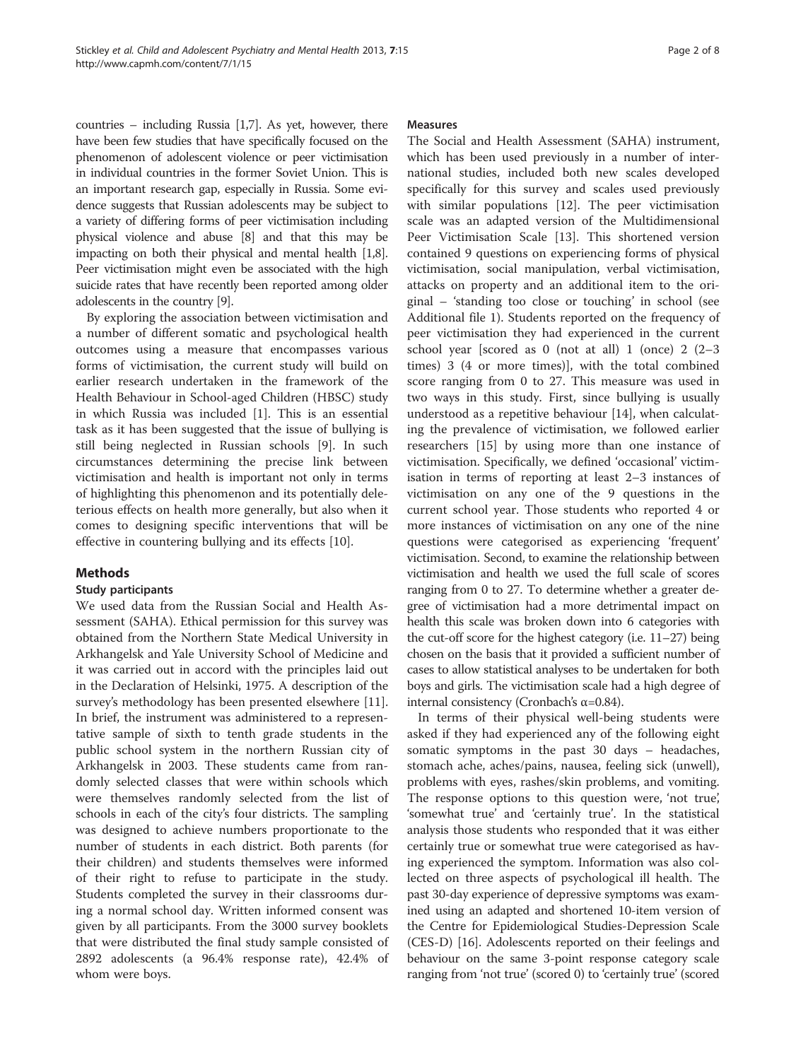countries – including Russia [1,7]. As yet, however, there have been few studies that have specifically focused on the phenomenon of adolescent violence or peer victimisation in individual countries in the former Soviet Union. This is an important research gap, especially in Russia. Some evidence suggests that Russian adolescents may be subject to a variety of differing forms of peer victimisation including physical violence and abuse [8] and that this may be impacting on both their physical and mental health [1,8]. Peer victimisation might even be associated with the high suicide rates that have recently been reported among older adolescents in the country [9].

By exploring the association between victimisation and a number of different somatic and psychological health outcomes using a measure that encompasses various forms of victimisation, the current study will build on earlier research undertaken in the framework of the Health Behaviour in School-aged Children (HBSC) study in which Russia was included [1]. This is an essential task as it has been suggested that the issue of bullying is still being neglected in Russian schools [9]. In such circumstances determining the precise link between victimisation and health is important not only in terms of highlighting this phenomenon and its potentially deleterious effects on health more generally, but also when it comes to designing specific interventions that will be effective in countering bullying and its effects [10].

## Methods

### Study participants

We used data from the Russian Social and Health Assessment (SAHA). Ethical permission for this survey was obtained from the Northern State Medical University in Arkhangelsk and Yale University School of Medicine and it was carried out in accord with the principles laid out in the Declaration of Helsinki, 1975. A description of the survey's methodology has been presented elsewhere [11]. In brief, the instrument was administered to a representative sample of sixth to tenth grade students in the public school system in the northern Russian city of Arkhangelsk in 2003. These students came from randomly selected classes that were within schools which were themselves randomly selected from the list of schools in each of the city's four districts. The sampling was designed to achieve numbers proportionate to the number of students in each district. Both parents (for their children) and students themselves were informed of their right to refuse to participate in the study. Students completed the survey in their classrooms during a normal school day. Written informed consent was given by all participants. From the 3000 survey booklets that were distributed the final study sample consisted of 2892 adolescents (a 96.4% response rate), 42.4% of whom were boys.

### Measures

The Social and Health Assessment (SAHA) instrument, which has been used previously in a number of international studies, included both new scales developed specifically for this survey and scales used previously with similar populations [12]. The peer victimisation scale was an adapted version of the Multidimensional Peer Victimisation Scale [13]. This shortened version contained 9 questions on experiencing forms of physical victimisation, social manipulation, verbal victimisation, attacks on property and an additional item to the original – 'standing too close or touching' in school (see Additional file 1). Students reported on the frequency of peer victimisation they had experienced in the current school year [scored as 0 (not at all) 1 (once) 2 (2–3 times) 3 (4 or more times)], with the total combined score ranging from 0 to 27. This measure was used in two ways in this study. First, since bullying is usually understood as a repetitive behaviour [14], when calculating the prevalence of victimisation, we followed earlier researchers [15] by using more than one instance of victimisation. Specifically, we defined 'occasional' victimisation in terms of reporting at least 2–3 instances of victimisation on any one of the 9 questions in the current school year. Those students who reported 4 or more instances of victimisation on any one of the nine questions were categorised as experiencing 'frequent' victimisation. Second, to examine the relationship between victimisation and health we used the full scale of scores ranging from 0 to 27. To determine whether a greater degree of victimisation had a more detrimental impact on health this scale was broken down into 6 categories with the cut-off score for the highest category (i.e. 11–27) being chosen on the basis that it provided a sufficient number of cases to allow statistical analyses to be undertaken for both boys and girls. The victimisation scale had a high degree of internal consistency (Cronbach's $\alpha$=0.84).

In terms of their physical well-being students were asked if they had experienced any of the following eight somatic symptoms in the past 30 days – headaches, stomach ache, aches/pains, nausea, feeling sick (unwell), problems with eyes, rashes/skin problems, and vomiting. The response options to this question were, 'not true', 'somewhat true' and 'certainly true'. In the statistical analysis those students who responded that it was either certainly true or somewhat true were categorised as having experienced the symptom. Information was also collected on three aspects of psychological ill health. The past 30-day experience of depressive symptoms was examined using an adapted and shortened 10-item version of the Centre for Epidemiological Studies-Depression Scale (CES-D) [16]. Adolescents reported on their feelings and behaviour on the same 3-point response category scale ranging from 'not true' (scored 0) to 'certainly true' (scored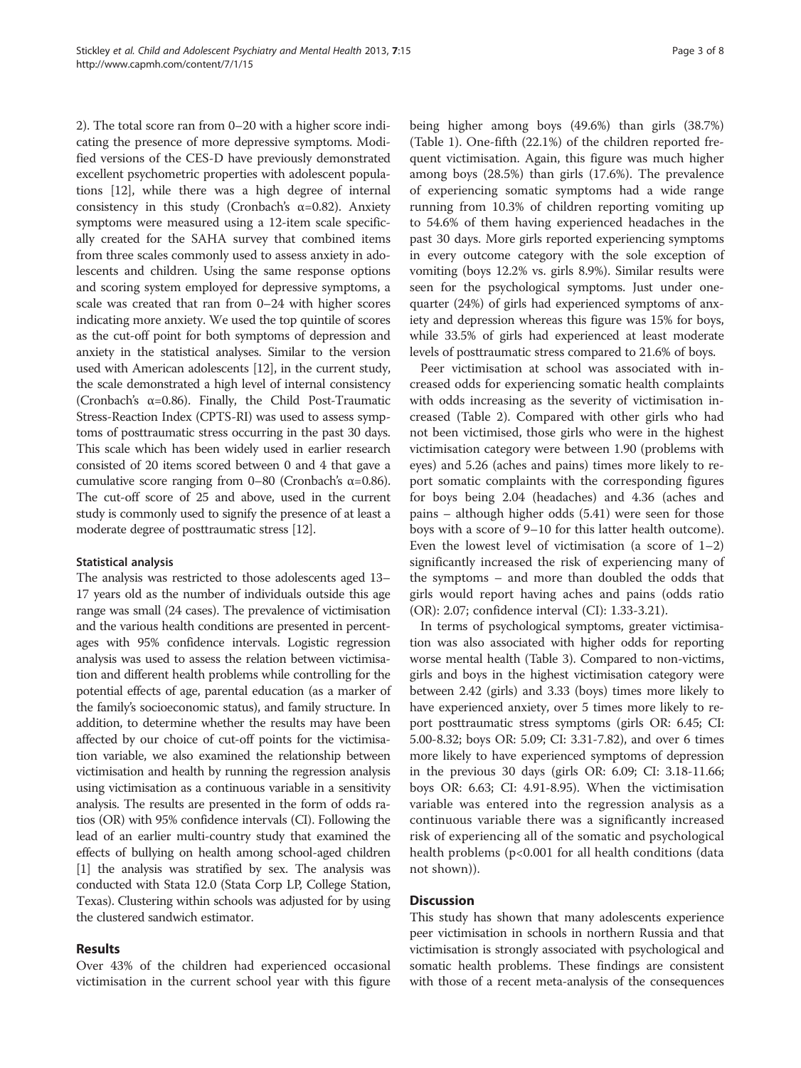2). The total score ran from 0–20 with a higher score indicating the presence of more depressive symptoms. Modified versions of the CES-D have previously demonstrated excellent psychometric properties with adolescent populations [12], while there was a high degree of internal consistency in this study (Cronbach's α=0.82). Anxiety symptoms were measured using a 12-item scale specifically created for the SAHA survey that combined items from three scales commonly used to assess anxiety in adolescents and children. Using the same response options and scoring system employed for depressive symptoms, a scale was created that ran from 0–24 with higher scores indicating more anxiety. We used the top quintile of scores as the cut-off point for both symptoms of depression and anxiety in the statistical analyses. Similar to the version used with American adolescents [12], in the current study, the scale demonstrated a high level of internal consistency (Cronbach's α=0.86). Finally, the Child Post-Traumatic Stress-Reaction Index (CPTS-RI) was used to assess symptoms of posttraumatic stress occurring in the past 30 days. This scale which has been widely used in earlier research consisted of 20 items scored between 0 and 4 that gave a cumulative score ranging from 0–80 (Cronbach's α=0.86). The cut-off score of 25 and above, used in the current study is commonly used to signify the presence of at least a moderate degree of posttraumatic stress [12].

### Statistical analysis

The analysis was restricted to those adolescents aged 13–17 years old as the number of individuals outside this age range was small (24 cases). The prevalence of victimisation and the various health conditions are presented in percentages with 95% confidence intervals. Logistic regression analysis was used to assess the relation between victimisation and different health problems while controlling for the potential effects of age, parental education (as a marker of the family's socioeconomic status), and family structure. In addition, to determine whether the results may have been affected by our choice of cut-off points for the victimisation variable, we also examined the relationship between victimisation and health by running the regression analysis using victimisation as a continuous variable in a sensitivity analysis. The results are presented in the form of odds ratios (OR) with 95% confidence intervals (CI). Following the lead of an earlier multi-country study that examined the effects of bullying on health among school-aged children [1] the analysis was stratified by sex. The analysis was conducted with Stata 12.0 (Stata Corp LP, College Station, Texas). Clustering within schools was adjusted for by using the clustered sandwich estimator.

## Results

Over 43% of the children had experienced occasional victimisation in the current school year with this figure being higher among boys (49.6%) than girls (38.7%) (Table 1). One-fifth (22.1%) of the children reported frequent victimisation. Again, this figure was much higher among boys (28.5%) than girls (17.6%). The prevalence of experiencing somatic symptoms had a wide range running from 10.3% of children reporting vomiting up to 54.6% of them having experienced headaches in the past 30 days. More girls reported experiencing symptoms in every outcome category with the sole exception of vomiting (boys 12.2% vs. girls 8.9%). Similar results were seen for the psychological symptoms. Just under one-quarter (24%) of girls had experienced symptoms of anxiety and depression whereas this figure was 15% for boys, while 33.5% of girls had experienced at least moderate levels of posttraumatic stress compared to 21.6% of boys.

Peer victimisation at school was associated with increased odds for experiencing somatic health complaints with odds increasing as the severity of victimisation increased (Table 2). Compared with other girls who had not been victimised, those girls who were in the highest victimisation category were between 1.90 (problems with eyes) and 5.26 (aches and pains) times more likely to report somatic complaints with the corresponding figures for boys being 2.04 (headaches) and 4.36 (aches and pains – although higher odds (5.41) were seen for those boys with a score of 9–10 for this latter health outcome). Even the lowest level of victimisation (a score of 1–2) significantly increased the risk of experiencing many of the symptoms – and more than doubled the odds that girls would report having aches and pains (odds ratio (OR): 2.07; confidence interval (CI): 1.33-3.21).

In terms of psychological symptoms, greater victimisation was also associated with higher odds for reporting worse mental health (Table 3). Compared to non-victims, girls and boys in the highest victimisation category were between 2.42 (girls) and 3.33 (boys) times more likely to have experienced anxiety, over 5 times more likely to report posttraumatic stress symptoms (girls OR: 6.45; CI: 5.00-8.32; boys OR: 5.09; CI: 3.31-7.82), and over 6 times more likely to have experienced symptoms of depression in the previous 30 days (girls OR: 6.09; CI: 3.18-11.66; boys OR: 6.63; CI: 4.91-8.95). When the victimisation variable was entered into the regression analysis as a continuous variable there was a significantly increased risk of experiencing all of the somatic and psychological health problems ($p<0.001$ for all health conditions (data not shown)).

## Discussion

This study has shown that many adolescents experience peer victimisation in schools in northern Russia and that victimisation is strongly associated with psychological and somatic health problems. These findings are consistent with those of a recent meta-analysis of the consequences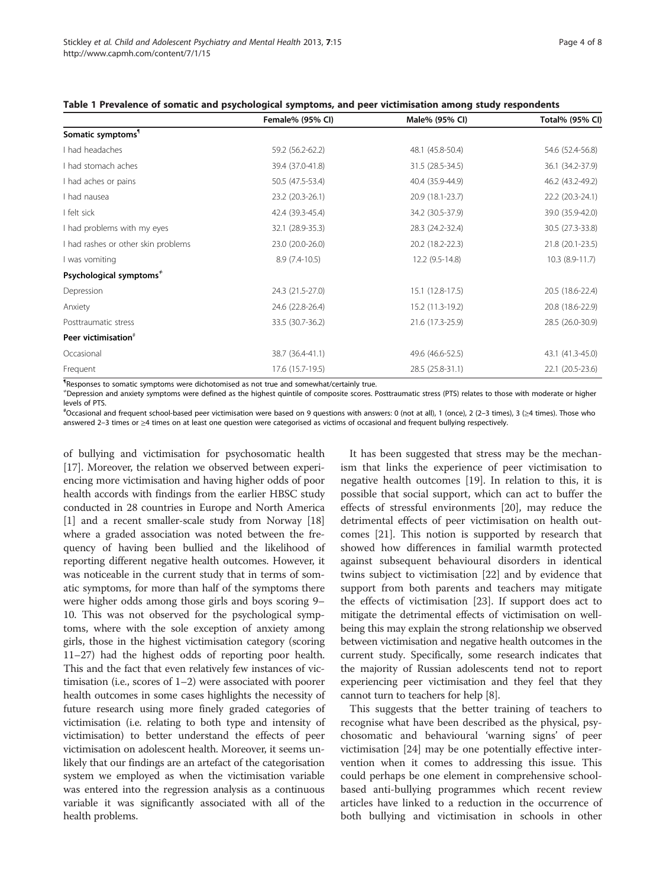**Table 1 Prevalence of somatic and psychological symptoms, and peer victimisation among study respondents**

| | Female% (95% CI) | Male% (95% CI) | Total% (95% CI) |
|---|---|---|---|
| **Somatic symptoms**[¶] | | | |
| I had headaches | 59.2 (56.2-62.2) | 48.1 (45.8-50.4) | 54.6 (52.4-56.8) |
| I had stomach aches | 39.4 (37.0-41.8) | 31.5 (28.5-34.5) | 36.1 (34.2-37.9) |
| I had aches or pains | 50.5 (47.5-53.4) | 40.4 (35.9-44.9) | 46.2 (43.2-49.2) |
| I had nausea | 23.2 (20.3-26.1) | 20.9 (18.1-23.7) | 22.2 (20.3-24.1) |
| I felt sick | 42.4 (39.3-45.4) | 34.2 (30.5-37.9) | 39.0 (35.9-42.0) |
| I had problems with my eyes | 32.1 (28.9-35.3) | 28.3 (24.2-32.4) | 30.5 (27.3-33.8) |
| I had rashes or other skin problems | 23.0 (20.0-26.0) | 20.2 (18.2-22.3) | 21.8 (20.1-23.5) |
| I was vomiting | 8.9 (7.4-10.5) | 12.2 (9.5-14.8) | 10.3 (8.9-11.7) |
| **Psychological symptoms**[‡] | | | |
| Depression | 24.3 (21.5-27.0) | 15.1 (12.8-17.5) | 20.5 (18.6-22.4) |
| Anxiety | 24.6 (22.8-26.4) | 15.2 (11.3-19.2) | 20.8 (18.6-22.9) |
| Posttraumatic stress | 33.5 (30.7-36.2) | 21.6 (17.3-25.9) | 28.5 (26.0-30.9) |
| **Peer victimisation**[#] | | | |
| Occasional | 38.7 (36.4-41.1) | 49.6 (46.6-52.5) | 43.1 (41.3-45.0) |
| Frequent | 17.6 (15.7-19.5) | 28.5 (25.8-31.1) | 22.1 (20.5-23.6) |

[¶]Responses to somatic symptoms were dichotomised as not true and somewhat/certainly true.
[‡]Depression and anxiety symptoms were defined as the highest quintile of composite scores. Posttraumatic stress (PTS) relates to those with moderate or higher levels of PTS.
[#]Occasional and frequent school-based peer victimisation were based on 9 questions with answers: 0 (not at all), 1 (once), 2 (2–3 times), 3 (≥4 times). Those who answered 2–3 times or ≥4 times on at least one question were categorised as victims of occasional and frequent bullying respectively.

of bullying and victimisation for psychosomatic health [17]. Moreover, the relation we observed between experiencing more victimisation and having higher odds of poor health accords with findings from the earlier HBSC study conducted in 28 countries in Europe and North America [1] and a recent smaller-scale study from Norway [18] where a graded association was noted between the frequency of having been bullied and the likelihood of reporting different negative health outcomes. However, it was noticeable in the current study that in terms of somatic symptoms, for more than half of the symptoms there were higher odds among those girls and boys scoring 9–10. This was not observed for the psychological symptoms, where with the sole exception of anxiety among girls, those in the highest victimisation category (scoring 11–27) had the highest odds of reporting poor health. This and the fact that even relatively few instances of victimisation (i.e., scores of 1–2) were associated with poorer health outcomes in some cases highlights the necessity of future research using more finely graded categories of victimisation (i.e. relating to both type and intensity of victimisation) to better understand the effects of peer victimisation on adolescent health. Moreover, it seems unlikely that our findings are an artefact of the categorisation system we employed as when the victimisation variable was entered into the regression analysis as a continuous variable it was significantly associated with all of the health problems.

It has been suggested that stress may be the mechanism that links the experience of peer victimisation to negative health outcomes [19]. In relation to this, it is possible that social support, which can act to buffer the effects of stressful environments [20], may reduce the detrimental effects of peer victimisation on health outcomes [21]. This notion is supported by research that showed how differences in familial warmth protected against subsequent behavioural disorders in identical twins subject to victimisation [22] and by evidence that support from both parents and teachers may mitigate the effects of victimisation [23]. If support does act to mitigate the detrimental effects of victimisation on wellbeing this may explain the strong relationship we observed between victimisation and negative health outcomes in the current study. Specifically, some research indicates that the majority of Russian adolescents tend not to report experiencing peer victimisation and they feel that they cannot turn to teachers for help [8].

This suggests that the better training of teachers to recognise what have been described as the physical, psychosomatic and behavioural 'warning signs' of peer victimisation [24] may be one potentially effective intervention when it comes to addressing this issue. This could perhaps be one element in comprehensive school-based anti-bullying programmes which recent review articles have linked to a reduction in the occurrence of both bullying and victimisation in schools in other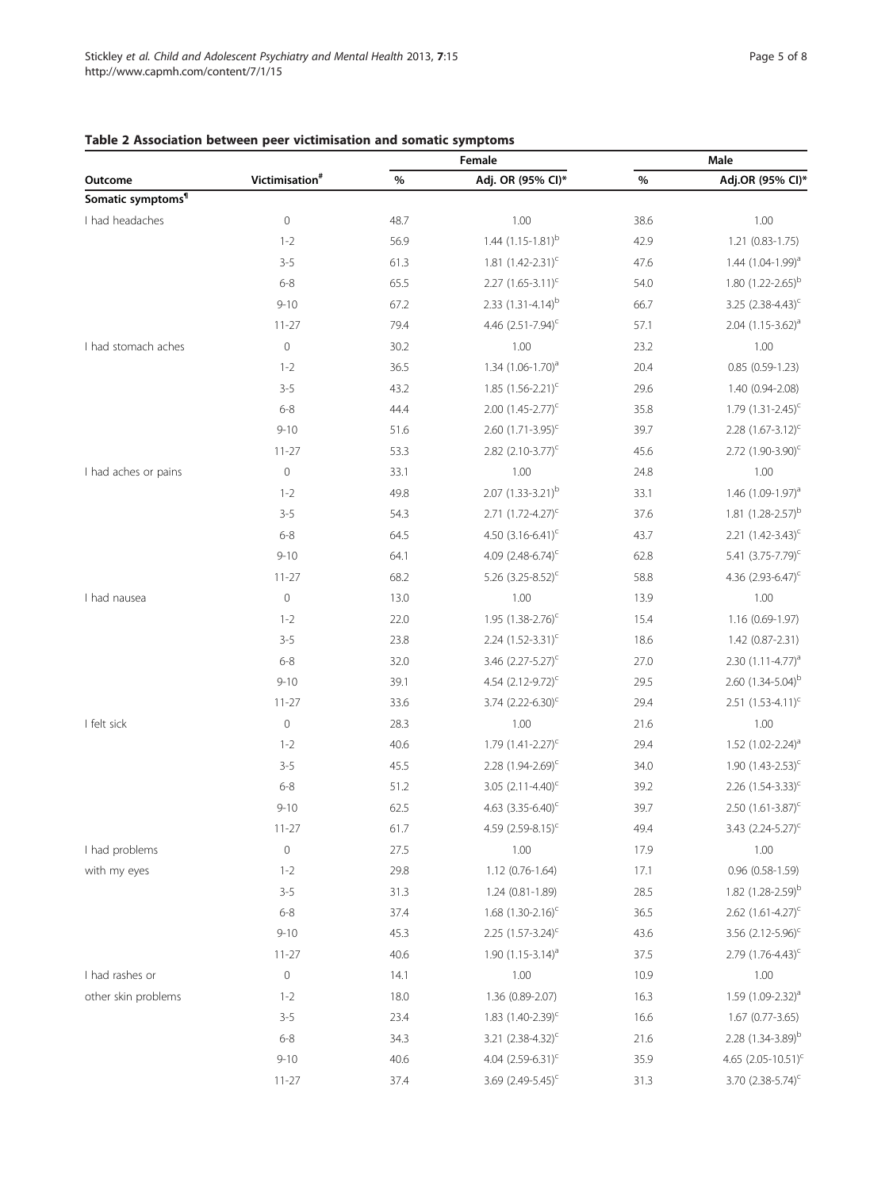**Table 2 Association between peer victimisation and somatic symptoms**

| Outcome | Victimisation[#] | Female | | Male | |
|---|---|---|---|---|---|
| | | % | Adj. OR (95% CI)* | % | Adj.OR (95% CI)* |
| **Somatic symptoms[¶]** | | | | | |
| I had headaches | 0 | 48.7 | 1.00 | 38.6 | 1.00 |
| | 1-2 | 56.9 | 1.44 (1.15-1.81)[b] | 42.9 | 1.21 (0.83-1.75) |
| | 3-5 | 61.3 | 1.81 (1.42-2.31)[c] | 47.6 | 1.44 (1.04-1.99)[a] |
| | 6-8 | 65.5 | 2.27 (1.65-3.11)[c] | 54.0 | 1.80 (1.22-2.65)[b] |
| | 9-10 | 67.2 | 2.33 (1.31-4.14)[b] | 66.7 | 3.25 (2.38-4.43)[c] |
| | 11-27 | 79.4 | 4.46 (2.51-7.94)[c] | 57.1 | 2.04 (1.15-3.62)[a] |
| I had stomach aches | 0 | 30.2 | 1.00 | 23.2 | 1.00 |
| | 1-2 | 36.5 | 1.34 (1.06-1.70)[a] | 20.4 | 0.85 (0.59-1.23) |
| | 3-5 | 43.2 | 1.85 (1.56-2.21)[c] | 29.6 | 1.40 (0.94-2.08) |
| | 6-8 | 44.4 | 2.00 (1.45-2.77)[c] | 35.8 | 1.79 (1.31-2.45)[c] |
| | 9-10 | 51.6 | 2.60 (1.71-3.95)[c] | 39.7 | 2.28 (1.67-3.12)[c] |
| | 11-27 | 53.3 | 2.82 (2.10-3.77)[c] | 45.6 | 2.72 (1.90-3.90)[c] |
| I had aches or pains | 0 | 33.1 | 1.00 | 24.8 | 1.00 |
| | 1-2 | 49.8 | 2.07 (1.33-3.21)[b] | 33.1 | 1.46 (1.09-1.97)[a] |
| | 3-5 | 54.3 | 2.71 (1.72-4.27)[c] | 37.6 | 1.81 (1.28-2.57)[b] |
| | 6-8 | 64.5 | 4.50 (3.16-6.41)[c] | 43.7 | 2.21 (1.42-3.43)[c] |
| | 9-10 | 64.1 | 4.09 (2.48-6.74)[c] | 62.8 | 5.41 (3.75-7.79)[c] |
| | 11-27 | 68.2 | 5.26 (3.25-8.52)[c] | 58.8 | 4.36 (2.93-6.47)[c] |
| I had nausea | 0 | 13.0 | 1.00 | 13.9 | 1.00 |
| | 1-2 | 22.0 | 1.95 (1.38-2.76)[c] | 15.4 | 1.16 (0.69-1.97) |
| | 3-5 | 23.8 | 2.24 (1.52-3.31)[c] | 18.6 | 1.42 (0.87-2.31) |
| | 6-8 | 32.0 | 3.46 (2.27-5.27)[c] | 27.0 | 2.30 (1.11-4.77)[a] |
| | 9-10 | 39.1 | 4.54 (2.12-9.72)[c] | 29.5 | 2.60 (1.34-5.04)[b] |
| | 11-27 | 33.6 | 3.74 (2.22-6.30)[c] | 29.4 | 2.51 (1.53-4.11)[c] |
| I felt sick | 0 | 28.3 | 1.00 | 21.6 | 1.00 |
| | 1-2 | 40.6 | 1.79 (1.41-2.27)[c] | 29.4 | 1.52 (1.02-2.24)[a] |
| | 3-5 | 45.5 | 2.28 (1.94-2.69)[c] | 34.0 | 1.90 (1.43-2.53)[c] |
| | 6-8 | 51.2 | 3.05 (2.11-4.40)[c] | 39.2 | 2.26 (1.54-3.33)[c] |
| | 9-10 | 62.5 | 4.63 (3.35-6.40)[c] | 39.7 | 2.50 (1.61-3.87)[c] |
| | 11-27 | 61.7 | 4.59 (2.59-8.15)[c] | 49.4 | 3.43 (2.24-5.27)[c] |
| I had problems with my eyes | 0 | 27.5 | 1.00 | 17.9 | 1.00 |
| | 1-2 | 29.8 | 1.12 (0.76-1.64) | 17.1 | 0.96 (0.58-1.59) |
| | 3-5 | 31.3 | 1.24 (0.81-1.89) | 28.5 | 1.82 (1.28-2.59)[b] |
| | 6-8 | 37.4 | 1.68 (1.30-2.16)[c] | 36.5 | 2.62 (1.61-4.27)[c] |
| | 9-10 | 45.3 | 2.25 (1.57-3.24)[c] | 43.6 | 3.56 (2.12-5.96)[c] |
| | 11-27 | 40.6 | 1.90 (1.15-3.14)[a] | 37.5 | 2.79 (1.76-4.43)[c] |
| I had rashes or other skin problems | 0 | 14.1 | 1.00 | 10.9 | 1.00 |
| | 1-2 | 18.0 | 1.36 (0.89-2.07) | 16.3 | 1.59 (1.09-2.32)[a] |
| | 3-5 | 23.4 | 1.83 (1.40-2.39)[c] | 16.6 | 1.67 (0.77-3.65) |
| | 6-8 | 34.3 | 3.21 (2.38-4.32)[c] | 21.6 | 2.28 (1.34-3.89)[b] |
| | 9-10 | 40.6 | 4.04 (2.59-6.31)[c] | 35.9 | 4.65 (2.05-10.51)[c] |
| | 11-27 | 37.4 | 3.69 (2.49-5.45)[c] | 31.3 | 3.70 (2.38-5.74)[c] |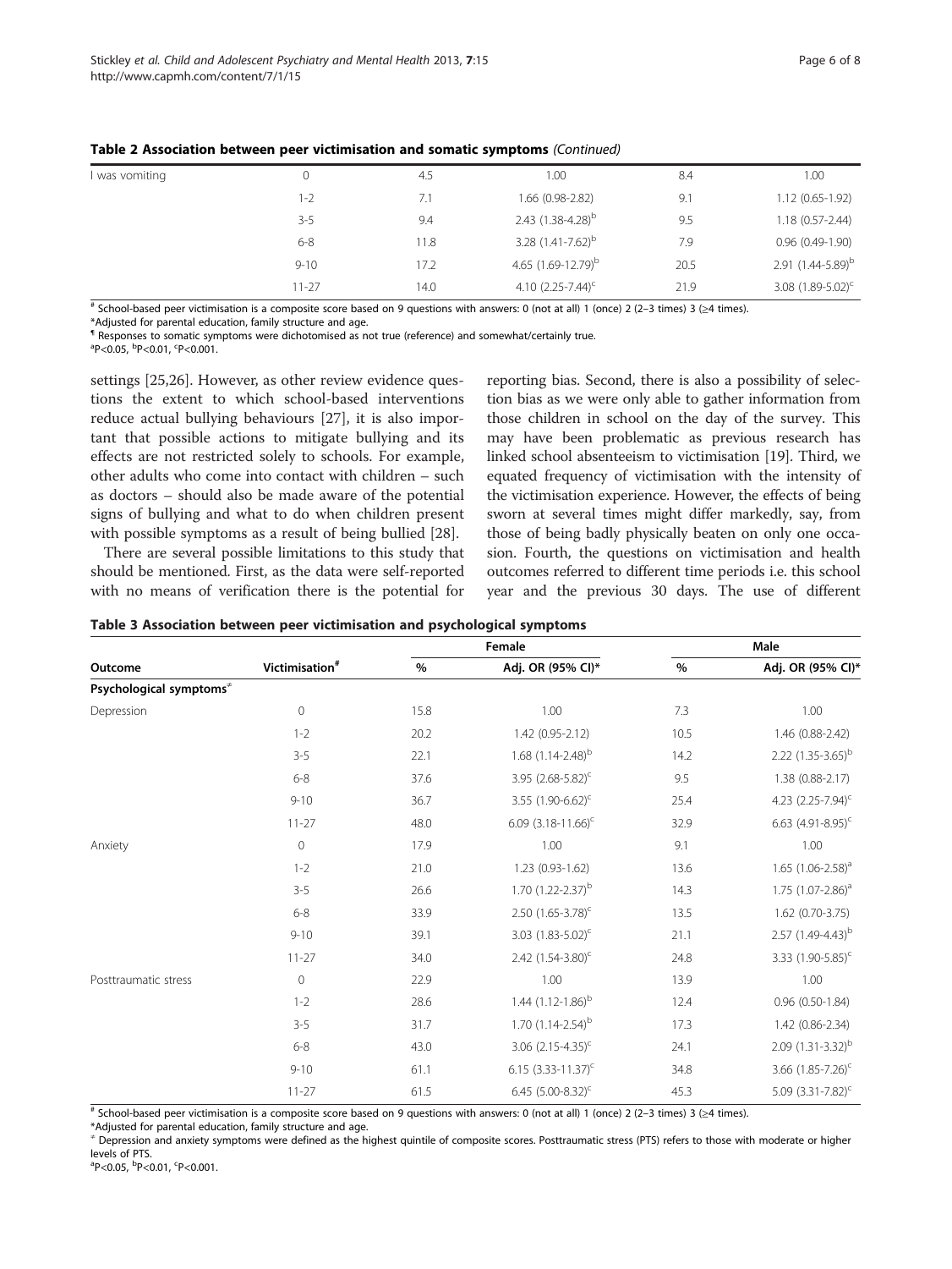**Table 2 Association between peer victimisation and somatic symptoms** *(Continued)*

| | | | | | |
|---|---|---|---|---|---|
| I was vomiting | 0 | 4.5 | 1.00 | 8.4 | 1.00 |
| | 1-2 | 7.1 | 1.66 (0.98-2.82) | 9.1 | 1.12 (0.65-1.92) |
| | 3-5 | 9.4 | 2.43 (1.38-4.28)[b] | 9.5 | 1.18 (0.57-2.44) |
| | 6-8 | 11.8 | 3.28 (1.41-7.62)[b] | 7.9 | 0.96 (0.49-1.90) |
| | 9-10 | 17.2 | 4.65 (1.69-12.79)[b] | 20.5 | 2.91 (1.44-5.89)[b] |
| | 11-27 | 14.0 | 4.10 (2.25-7.44)[c] | 21.9 | 3.08 (1.89-5.02)[c] |

[#] School-based peer victimisation is a composite score based on 9 questions with answers: 0 (not at all) 1 (once) 2 (2–3 times) 3 (≥4 times).
*Adjusted for parental education, family structure and age.
[¶] Responses to somatic symptoms were dichotomised as not true (reference) and somewhat/certainly true.
[a]P<0.05, [b]P<0.01, [c]P<0.001.

settings [25,26]. However, as other review evidence questions the extent to which school-based interventions reduce actual bullying behaviours [27], it is also important that possible actions to mitigate bullying and its effects are not restricted solely to schools. For example, other adults who come into contact with children – such as doctors – should also be made aware of the potential signs of bullying and what to do when children present with possible symptoms as a result of being bullied [28].

There are several possible limitations to this study that should be mentioned. First, as the data were self-reported with no means of verification there is the potential for reporting bias. Second, there is also a possibility of selection bias as we were only able to gather information from those children in school on the day of the survey. This may have been problematic as previous research has linked school absenteeism to victimisation [19]. Third, we equated frequency of victimisation with the intensity of the victimisation experience. However, the effects of being sworn at several times might differ markedly, say, from those of being badly physically beaten on only one occasion. Fourth, the questions on victimisation and health outcomes referred to different time periods i.e. this school year and the previous 30 days. The use of different

**Table 3 Association between peer victimisation and psychological symptoms**

| | | Female | | Male | |
|---|---|---|---|---|---|
| **Outcome** | **Victimisation[#]** | **%** | **Adj. OR (95% CI)*** | **%** | **Adj. OR (95% CI)*** |
| **Psychological symptoms[≠]** | | | | | |
| Depression | 0 | 15.8 | 1.00 | 7.3 | 1.00 |
| | 1-2 | 20.2 | 1.42 (0.95-2.12) | 10.5 | 1.46 (0.88-2.42) |
| | 3-5 | 22.1 | 1.68 (1.14-2.48)[b] | 14.2 | 2.22 (1.35-3.65)[b] |
| | 6-8 | 37.6 | 3.95 (2.68-5.82)[c] | 9.5 | 1.38 (0.88-2.17) |
| | 9-10 | 36.7 | 3.55 (1.90-6.62)[c] | 25.4 | 4.23 (2.25-7.94)[c] |
| | 11-27 | 48.0 | 6.09 (3.18-11.66)[c] | 32.9 | 6.63 (4.91-8.95)[c] |
| Anxiety | 0 | 17.9 | 1.00 | 9.1 | 1.00 |
| | 1-2 | 21.0 | 1.23 (0.93-1.62) | 13.6 | 1.65 (1.06-2.58)[a] |
| | 3-5 | 26.6 | 1.70 (1.22-2.37)[b] | 14.3 | 1.75 (1.07-2.86)[a] |
| | 6-8 | 33.9 | 2.50 (1.65-3.78)[c] | 13.5 | 1.62 (0.70-3.75) |
| | 9-10 | 39.1 | 3.03 (1.83-5.02)[c] | 21.1 | 2.57 (1.49-4.43)[b] |
| | 11-27 | 34.0 | 2.42 (1.54-3.80)[c] | 24.8 | 3.33 (1.90-5.85)[c] |
| Posttraumatic stress | 0 | 22.9 | 1.00 | 13.9 | 1.00 |
| | 1-2 | 28.6 | 1.44 (1.12-1.86)[b] | 12.4 | 0.96 (0.50-1.84) |
| | 3-5 | 31.7 | 1.70 (1.14-2.54)[b] | 17.3 | 1.42 (0.86-2.34) |
| | 6-8 | 43.0 | 3.06 (2.15-4.35)[c] | 24.1 | 2.09 (1.31-3.32)[b] |
| | 9-10 | 61.1 | 6.15 (3.33-11.37)[c] | 34.8 | 3.66 (1.85-7.26)[c] |
| | 11-27 | 61.5 | 6.45 (5.00-8.32)[c] | 45.3 | 5.09 (3.31-7.82)[c] |

[#] School-based peer victimisation is a composite score based on 9 questions with answers: 0 (not at all) 1 (once) 2 (2–3 times) 3 (≥4 times).
*Adjusted for parental education, family structure and age.
[≠] Depression and anxiety symptoms were defined as the highest quintile of composite scores. Posttraumatic stress (PTS) refers to those with moderate or higher levels of PTS.
[a]P<0.05, [b]P<0.01, [c]P<0.001.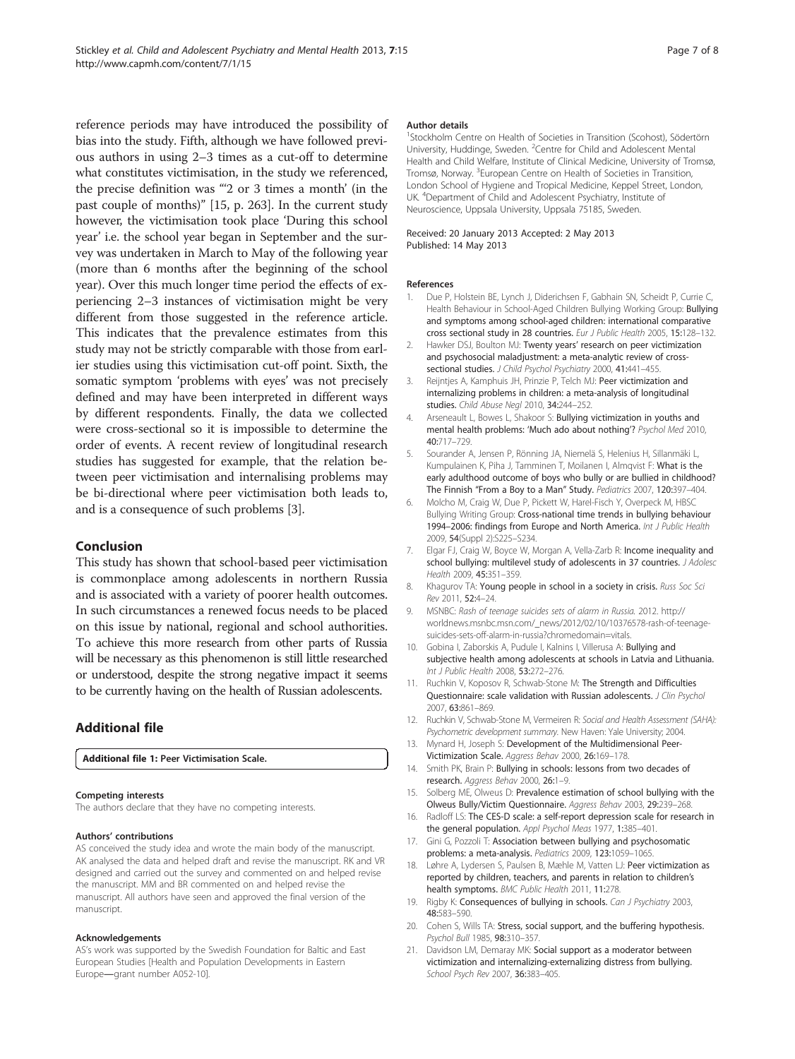reference periods may have introduced the possibility of bias into the study. Fifth, although we have followed previous authors in using 2–3 times as a cut-off to determine what constitutes victimisation, in the study we referenced, the precise definition was "'2 or 3 times a month' (in the past couple of months)" [15, p. 263]. In the current study however, the victimisation took place 'During this school year' i.e. the school year began in September and the survey was undertaken in March to May of the following year (more than 6 months after the beginning of the school year). Over this much longer time period the effects of experiencing 2–3 instances of victimisation might be very different from those suggested in the reference article. This indicates that the prevalence estimates from this study may not be strictly comparable with those from earlier studies using this victimisation cut-off point. Sixth, the somatic symptom 'problems with eyes' was not precisely defined and may have been interpreted in different ways by different respondents. Finally, the data we collected were cross-sectional so it is impossible to determine the order of events. A recent review of longitudinal research studies has suggested for example, that the relation between peer victimisation and internalising problems may be bi-directional where peer victimisation both leads to, and is a consequence of such problems [3].

## Conclusion

This study has shown that school-based peer victimisation is commonplace among adolescents in northern Russia and is associated with a variety of poorer health outcomes. In such circumstances a renewed focus needs to be placed on this issue by national, regional and school authorities. To achieve this more research from other parts of Russia will be necessary as this phenomenon is still little researched or understood, despite the strong negative impact it seems to be currently having on the health of Russian adolescents.

## Additional file

**Additional file 1: Peer Victimisation Scale.**

#### Competing interests

The authors declare that they have no competing interests.

#### Authors' contributions

AS conceived the study idea and wrote the main body of the manuscript. AK analysed the data and helped draft and revise the manuscript. RK and VR designed and carried out the survey and commented on and helped revise the manuscript. MM and BR commented on and helped revise the manuscript. All authors have seen and approved the final version of the manuscript.

#### Acknowledgements

AS's work was supported by the Swedish Foundation for Baltic and East European Studies [Health and Population Developments in Eastern Europe—grant number A052-10].

#### Author details

[1]Stockholm Centre on Health of Societies in Transition (Scohost), Södertörn University, Huddinge, Sweden. [2]Centre for Child and Adolescent Mental Health and Child Welfare, Institute of Clinical Medicine, University of Tromsø, Tromsø, Norway. [3]European Centre on Health of Societies in Transition, London School of Hygiene and Tropical Medicine, Keppel Street, London, UK. [4]Department of Child and Adolescent Psychiatry, Institute of Neuroscience, Uppsala University, Uppsala 75185, Sweden.

Received: 20 January 2013 Accepted: 2 May 2013
Published: 14 May 2013

#### References

1. Due P, Holstein BE, Lynch J, Diderichsen F, Gabhain SN, Scheidt P, Currie C, Health Behaviour in School-Aged Children Bullying Working Group: **Bullying and symptoms among school-aged children: international comparative cross sectional study in 28 countries.** *Eur J Public Health* 2005, **15**:128–132.
2. Hawker DSJ, Boulton MJ: **Twenty years' research on peer victimization and psychosocial maladjustment: a meta-analytic review of cross-sectional studies.** *J Child Psychol Psychiatry* 2000, **41**:441–455.
3. Reijntjes A, Kamphuis JH, Prinzie P, Telch MJ: **Peer victimization and internalizing problems in children: a meta-analysis of longitudinal studies.** *Child Abuse Negl* 2010, **34**:244–252.
4. Arseneault L, Bowes L, Shakoor S: **Bullying victimization in youths and mental health problems: 'Much ado about nothing'?** *Psychol Med* 2010, **40**:717–729.
5. Sourander A, Jensen P, Rönning JA, Niemelä S, Helenius H, Sillanmäki L, Kumpulainen K, Piha J, Tamminen T, Moilanen I, Almqvist F: **What is the early adulthood outcome of boys who bully or are bullied in childhood? The Finnish "From a Boy to a Man" Study.** *Pediatrics* 2007, **120**:397–404.
6. Molcho M, Craig W, Due P, Pickett W, Harel-Fisch Y, Overpeck M, HBSC Bullying Writing Group: **Cross-national time trends in bullying behaviour 1994–2006: findings from Europe and North America.** *Int J Public Health* 2009, **54**(Suppl 2):S225–S234.
7. Elgar FJ, Craig W, Boyce W, Morgan A, Vella-Zarb R: **Income inequality and school bullying: multilevel study of adolescents in 37 countries.** *J Adolesc Health* 2009, **45**:351–359.
8. Khagurov TA: **Young people in school in a society in crisis.** *Russ Soc Sci Rev* 2011, **52**:4–24.
9. MSNBC: *Rash of teenage suicides sets of alarm in Russia.* 2012. http://worldnews.msnbc.msn.com/_news/2012/02/10/10376578-rash-of-teenage-suicides-sets-off-alarm-in-russia?chromedomain=vitals.
10. Gobina I, Zaborskis A, Pudule I, Kalnins I, Villerusa A: **Bullying and subjective health among adolescents at schools in Latvia and Lithuania.** *Int J Public Health* 2008, **53**:272–276.
11. Ruchkin V, Koposov R, Schwab-Stone M: **The Strength and Difficulties Questionnaire: scale validation with Russian adolescents.** *J Clin Psychol* 2007, **63**:861–869.
12. Ruchkin V, Schwab-Stone M, Vermeiren R: *Social and Health Assessment (SAHA): Psychometric development summary.* New Haven: Yale University; 2004.
13. Mynard H, Joseph S: **Development of the Multidimensional Peer-Victimization Scale.** *Aggress Behav* 2000, **26**:169–178.
14. Smith PK, Brain P: **Bullying in schools: lessons from two decades of research.** *Aggress Behav* 2000, **26**:1–9.
15. Solberg ME, Olweus D: **Prevalence estimation of school bullying with the Olweus Bully/Victim Questionnaire.** *Aggress Behav* 2003, **29**:239–268.
16. Radloff LS: **The CES-D scale: a self-report depression scale for research in the general population.** *Appl Psychol Meas* 1977, **1**:385–401.
17. Gini G, Pozzoli T: **Association between bullying and psychosomatic problems: a meta-analysis.** *Pediatrics* 2009, **123**:1059–1065.
18. Løhre A, Lydersen S, Paulsen B, Mæhle M, Vatten LJ: **Peer victimization as reported by children, teachers, and parents in relation to children's health symptoms.** *BMC Public Health* 2011, **11**:278.
19. Rigby K: **Consequences of bullying in schools.** *Can J Psychiatry* 2003, **48**:583–590.
20. Cohen S, Wills TA: **Stress, social support, and the buffering hypothesis.** *Psychol Bull* 1985, **98**:310–357.
21. Davidson LM, Demaray MK: **Social support as a moderator between victimization and internalizing-externalizing distress from bullying.** *School Psych Rev* 2007, **36**:383–405.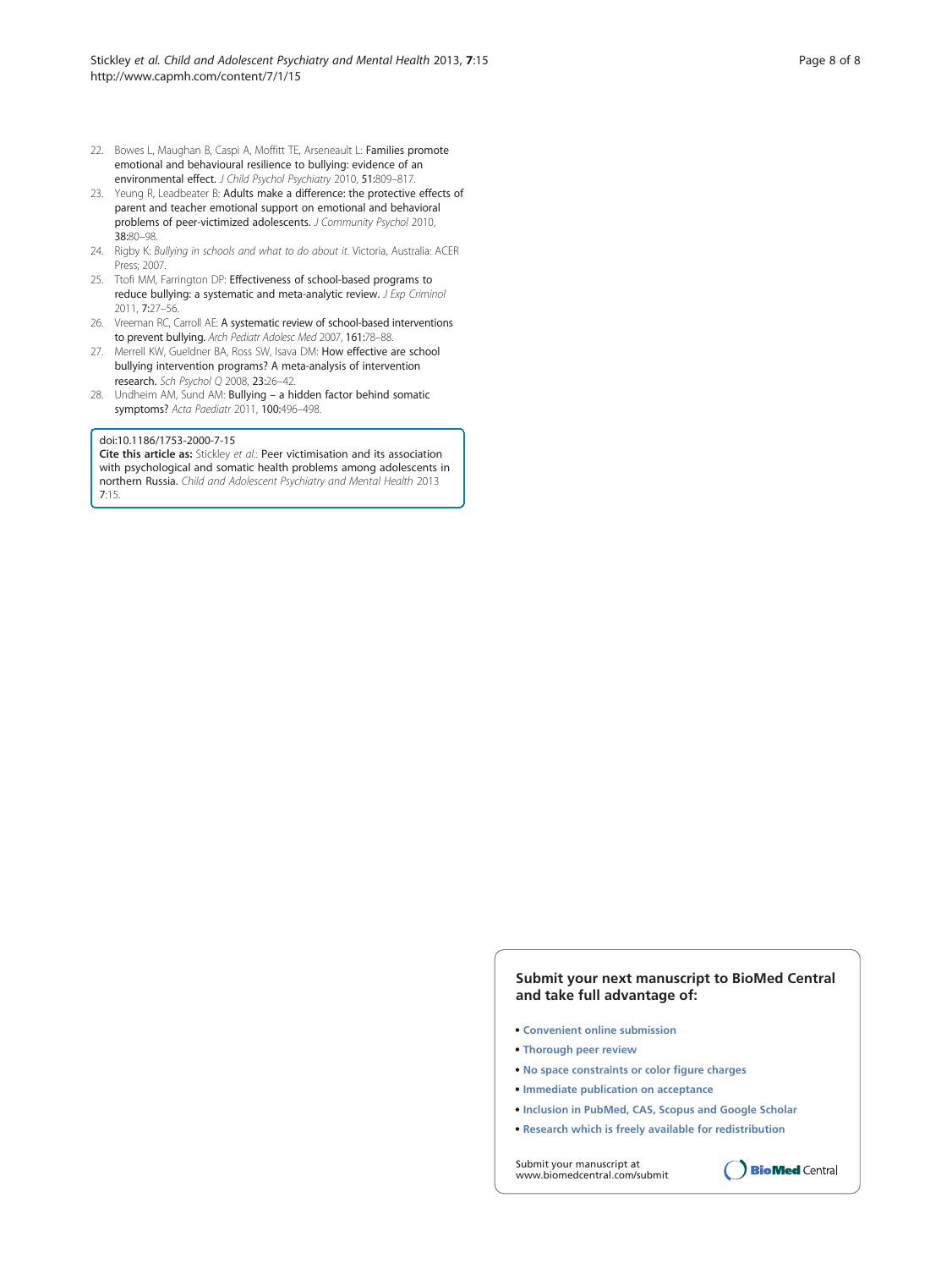22. Bowes L, Maughan B, Caspi A, Moffitt TE, Arseneault L: **Families promote emotional and behavioural resilience to bullying: evidence of an environmental effect.** *J Child Psychol Psychiatry* 2010, **51:**809–817.
23. Yeung R, Leadbeater B: **Adults make a difference: the protective effects of parent and teacher emotional support on emotional and behavioral problems of peer-victimized adolescents.** *J Community Psychol* 2010, **38:**80–98.
24. Rigby K: *Bullying in schools and what to do about it.* Victoria, Australia: ACER Press; 2007.
25. Ttofi MM, Farrington DP: **Effectiveness of school-based programs to reduce bullying: a systematic and meta-analytic review.** *J Exp Criminol* 2011, **7:**27–56.
26. Vreeman RC, Carroll AE: **A systematic review of school-based interventions to prevent bullying.** *Arch Pediatr Adolesc Med* 2007, **161:**78–88.
27. Merrell KW, Gueldner BA, Ross SW, Isava DM: **How effective are school bullying intervention programs? A meta-analysis of intervention research.** *Sch Psychol Q* 2008, **23:**26–42.
28. Undheim AM, Sund AM: **Bullying – a hidden factor behind somatic symptoms?** *Acta Paediatr* 2011, **100:**496–498.

doi:10.1186/1753-2000-7-15

**Cite this article as:** Stickley *et al.*: Peer victimisation and its association with psychological and somatic health problems among adolescents in northern Russia. *Child and Adolescent Psychiatry and Mental Health* 2013 **7**:15.

**Submit your next manuscript to BioMed Central and take full advantage of:**

- **Convenient online submission**
- **Thorough peer review**
- **No space constraints or color figure charges**
- **Immediate publication on acceptance**
- **Inclusion in PubMed, CAS, Scopus and Google Scholar**
- **Research which is freely available for redistribution**

Submit your manuscript at www.biomedcentral.com/submit

BioMed Central